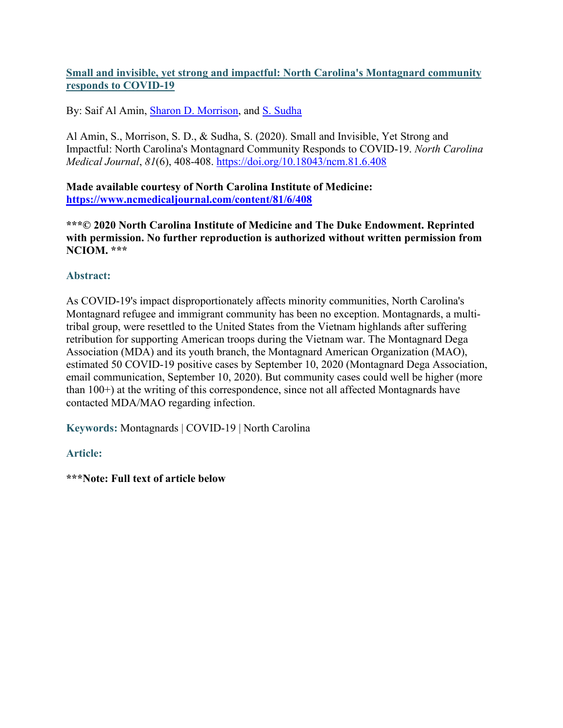# [Small and invisible, yet strong and impactful: North Carolina's Montagnard community responds to COVID-19](#)

By: Saif Al Amin, [Sharon D. Morrison](#), and [S. Sudha](#)

Al Amin, S., Morrison, S. D., & Sudha, S. (2020). Small and Invisible, Yet Strong and Impactful: North Carolina's Montagnard Community Responds to COVID-19. *North Carolina Medical Journal*, *81*(6), 408-408. [https://doi.org/10.18043/ncm.81.6.408](https://doi.org/10.18043/ncm.81.6.408)

**Made available courtesy of North Carolina Institute of Medicine: [https://www.ncmedicaljournal.com/content/81/6/408](https://www.ncmedicaljournal.com/content/81/6/408)**

**\*\*\*© 2020 North Carolina Institute of Medicine and The Duke Endowment. Reprinted with permission. No further reproduction is authorized without written permission from NCIOM. \*\*\***

## Abstract:

As COVID-19's impact disproportionately affects minority communities, North Carolina's Montagnard refugee and immigrant community has been no exception. Montagnards, a multi-tribal group, were resettled to the United States from the Vietnam highlands after suffering retribution for supporting American troops during the Vietnam war. The Montagnard Dega Association (MDA) and its youth branch, the Montagnard American Organization (MAO), estimated 50 COVID-19 positive cases by September 10, 2020 (Montagnard Dega Association, email communication, September 10, 2020). But community cases could well be higher (more than 100+) at the writing of this correspondence, since not all affected Montagnards have contacted MDA/MAO regarding infection.

**Keywords:** Montagnards | COVID-19 | North Carolina

## Article:

**\*\*\*Note: Full text of article below**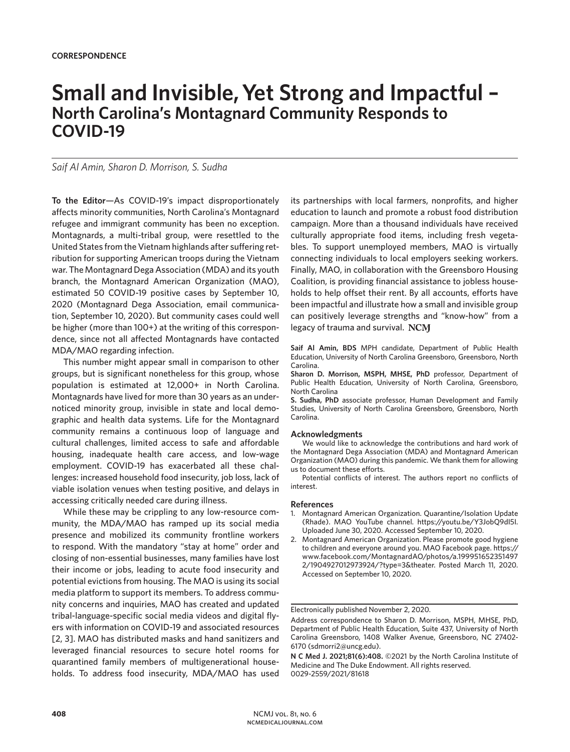**CORRESPONDENCE**

# Small and Invisible, Yet Strong and Impactful – North Carolina's Montagnard Community Responds to COVID-19

*Saif Al Amin, Sharon D. Morrison, S. Sudha*

**To the Editor**—As COVID-19's impact disproportionately affects minority communities, North Carolina's Montagnard refugee and immigrant community has been no exception. Montagnards, a multi-tribal group, were resettled to the United States from the Vietnam highlands after suffering retribution for supporting American troops during the Vietnam war. The Montagnard Dega Association (MDA) and its youth branch, the Montagnard American Organization (MAO), estimated 50 COVID-19 positive cases by September 10, 2020 (Montagnard Dega Association, email communication, September 10, 2020). But community cases could well be higher (more than 100+) at the writing of this correspondence, since not all affected Montagnards have contacted MDA/MAO regarding infection.

This number might appear small in comparison to other groups, but is significant nonetheless for this group, whose population is estimated at 12,000+ in North Carolina. Montagnards have lived for more than 30 years as an under-noticed minority group, invisible in state and local demographic and health data systems. Life for the Montagnard community remains a continuous loop of language and cultural challenges, limited access to safe and affordable housing, inadequate health care access, and low-wage employment. COVID-19 has exacerbated all these challenges: increased household food insecurity, job loss, lack of viable isolation venues when testing positive, and delays in accessing critically needed care during illness.

While these may be crippling to any low-resource community, the MDA/MAO has ramped up its social media presence and mobilized its community frontline workers to respond. With the mandatory "stay at home" order and closing of non-essential businesses, many families have lost their income or jobs, leading to acute food insecurity and potential evictions from housing. The MAO is using its social media platform to support its members. To address community concerns and inquiries, MAO has created and updated tribal-language-specific social media videos and digital flyers with information on COVID-19 and associated resources [2, 3]. MAO has distributed masks and hand sanitizers and leveraged financial resources to secure hotel rooms for quarantined family members of multigenerational households. To address food insecurity, MDA/MAO has used its partnerships with local farmers, nonprofits, and higher education to launch and promote a robust food distribution campaign. More than a thousand individuals have received culturally appropriate food items, including fresh vegetables. To support unemployed members, MAO is virtually connecting individuals to local employers seeking workers. Finally, MAO, in collaboration with the Greensboro Housing Coalition, is providing financial assistance to jobless households to help offset their rent. By all accounts, efforts have been impactful and illustrate how a small and invisible group can positively leverage strengths and "know-how" from a legacy of trauma and survival. NCMJ

**Saif Al Amin, BDS** MPH candidate, Department of Public Health Education, University of North Carolina Greensboro, Greensboro, North Carolina.

**Sharon D. Morrison, MSPH, MHSE, PhD** professor, Department of Public Health Education, University of North Carolina, Greensboro, North Carolina

**S. Sudha, PhD** associate professor, Human Development and Family Studies, University of North Carolina Greensboro, Greensboro, North Carolina.

## Acknowledgments

We would like to acknowledge the contributions and hard work of the Montagnard Dega Association (MDA) and Montagnard American Organization (MAO) during this pandemic. We thank them for allowing us to document these efforts.

Potential conflicts of interest. The authors report no conflicts of interest.

## References

1. Montagnard American Organization. Quarantine/Isolation Update (Rhade). MAO YouTube channel. https://youtu.be/Y3JobQ9dI5I. Uploaded June 30, 2020. Accessed September 10, 2020.
2. Montagnard American Organization. Please promote good hygiene to children and everyone around you. MAO Facebook page. https://www.facebook.com/MontagnardAO/photos/a.1999516523514972/1904927012973924/?type=3&theater. Posted March 11, 2020. Accessed on September 10, 2020.

Electronically published November 2, 2020.

Address correspondence to Sharon D. Morrison, MSPH, MHSE, PhD, Department of Public Health Education, Suite 437, University of North Carolina Greensboro, 1408 Walker Avenue, Greensboro, NC 27402-6170 (sdmorri2@uncg.edu).

**N C Med J. 2021;81(6):408.** ©2021 by the North Carolina Institute of Medicine and The Duke Endowment. All rights reserved.
0029-2559/2021/81618